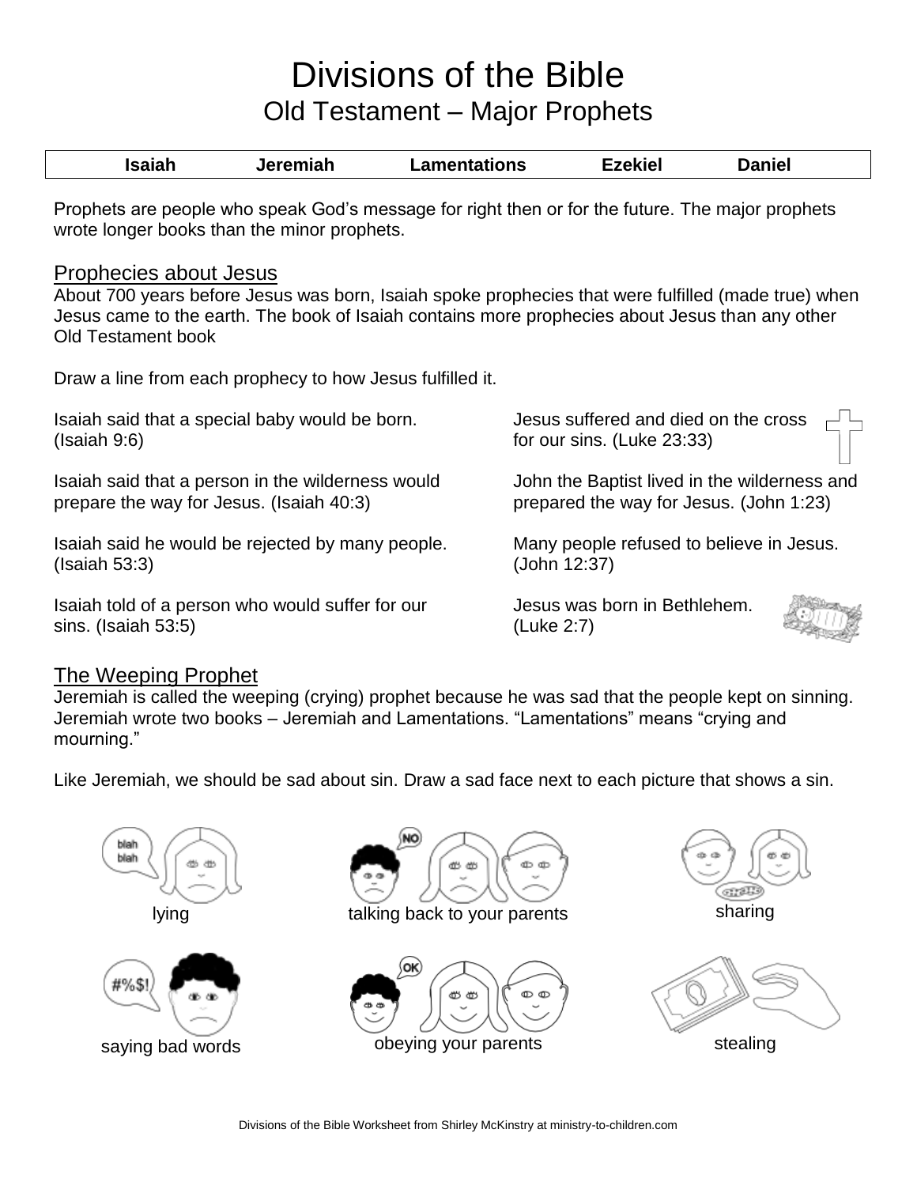# Divisions of the Bible

## Old Testament – Major Prophets

| Isaiah | Jeremiah | Lamentations | Ezekiel | Daniel |
|---|---|---|---|---|

Prophets are people who speak God's message for right then or for the future. The major prophets wrote longer books than the minor prophets.

### Prophecies about Jesus

About 700 years before Jesus was born, Isaiah spoke prophecies that were fulfilled (made true) when Jesus came to the earth. The book of Isaiah contains more prophecies about Jesus than any other Old Testament book

Draw a line from each prophecy to how Jesus fulfilled it.

| | |
|---|---|
| Isaiah said that a special baby would be born. (Isaiah 9:6) | Jesus suffered and died on the cross for our sins. (Luke 23:33) |
| Isaiah said that a person in the wilderness would prepare the way for Jesus. (Isaiah 40:3) | John the Baptist lived in the wilderness and prepared the way for Jesus. (John 1:23) |
| Isaiah said he would be rejected by many people. (Isaiah 53:3) | Many people refused to believe in Jesus. (John 12:37) |
| Isaiah told of a person who would suffer for our sins. (Isaiah 53:5) | Jesus was born in Bethlehem. (Luke 2:7) |

### The Weeping Prophet

Jeremiah is called the weeping (crying) prophet because he was sad that the people kept on sinning. Jeremiah wrote two books – Jeremiah and Lamentations. "Lamentations" means "crying and mourning."

Like Jeremiah, we should be sad about sin. Draw a sad face next to each picture that shows a sin.

| | | |
|---|---|---|
| lying | talking back to your parents | sharing |
| saying bad words | obeying your parents | stealing |

Divisions of the Bible Worksheet from Shirley McKinstry at ministry-to-children.com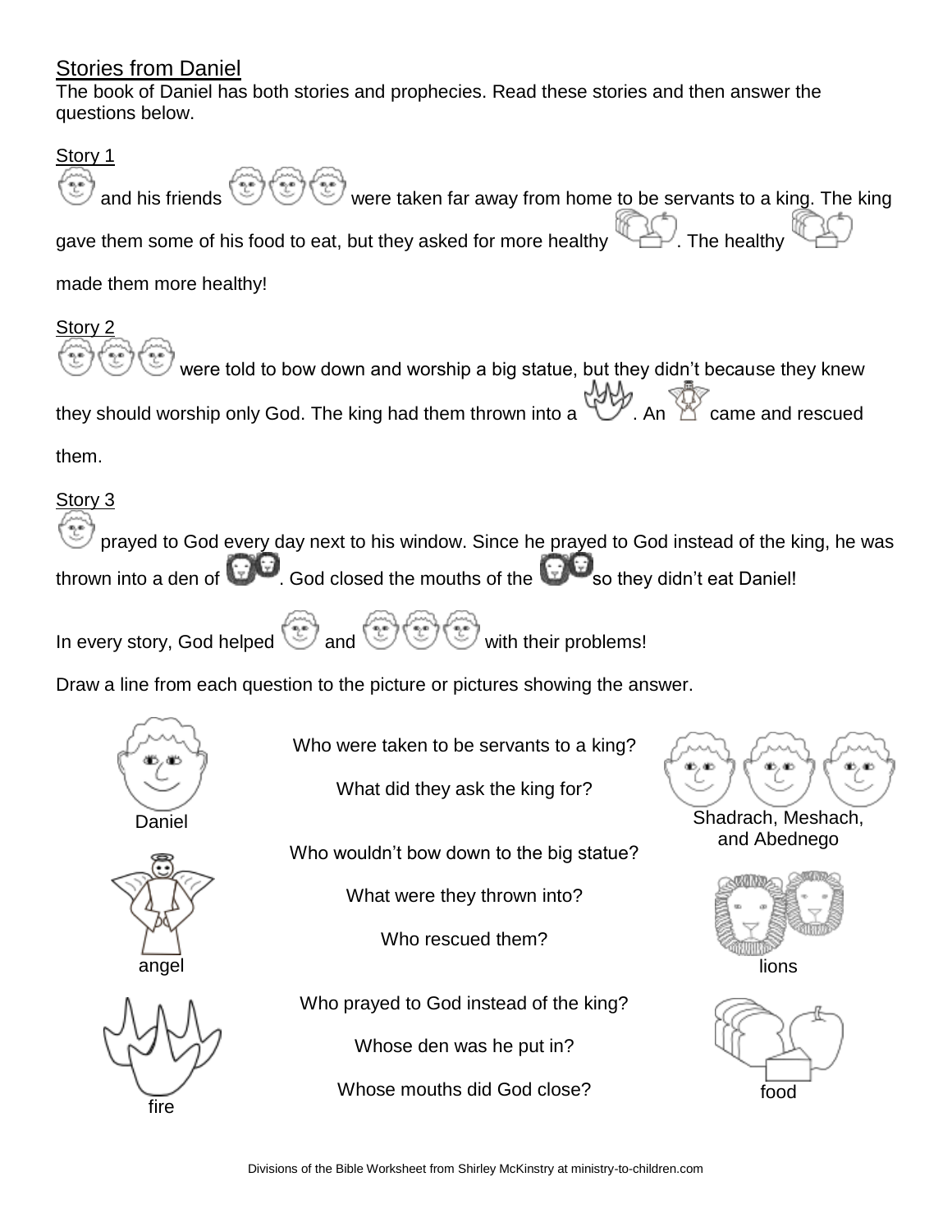## Stories from Daniel

The book of Daniel has both stories and prophecies. Read these stories and then answer the questions below.

**Story 1**

and his friends were taken far away from home to be servants to a king. The king gave them some of his food to eat, but they asked for more healthy . The healthy made them more healthy!

**Story 2**

were told to bow down and worship a big statue, but they didn't because they knew they should worship only God. The king had them thrown into a . An came and rescued them.

**Story 3**

prayed to God every day next to his window. Since he prayed to God instead of the king, he was thrown into a den of . God closed the mouths of the so they didn't eat Daniel!

In every story, God helped and with their problems!

Draw a line from each question to the picture or pictures showing the answer.

Daniel

angel

fire

Who were taken to be servants to a king?

What did they ask the king for?

Who wouldn't bow down to the big statue?

What were they thrown into?

Who rescued them?

Who prayed to God instead of the king?

Whose den was he put in?

Whose mouths did God close?

Shadrach, Meshach, and Abednego

lions

food

Divisions of the Bible Worksheet from Shirley McKinstry at ministry-to-children.com